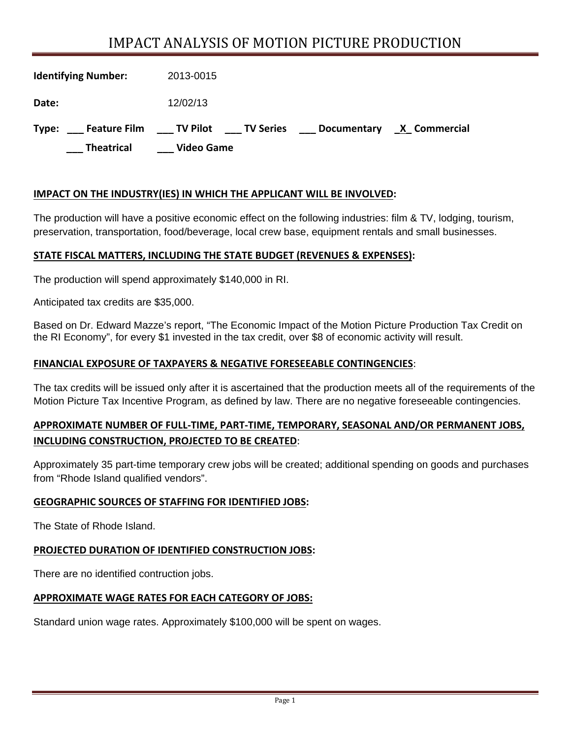# IMPACT ANALYSIS OF MOTION PICTURE PRODUCTION

**Identifying Number:** 2013-0015

**Date:** 12/02/13

**Type:** ___ **Feature Film** ___ **TV Pilot** ___ **TV Series** ___ **Documentary** _X_ **Commercial**

___ **Theatrical** ___ **Video Game**

## IMPACT ON THE INDUSTRY(IES) IN WHICH THE APPLICANT WILL BE INVOLVED:

The production will have a positive economic effect on the following industries: film & TV, lodging, tourism, preservation, transportation, food/beverage, local crew base, equipment rentals and small businesses.

## STATE FISCAL MATTERS, INCLUDING THE STATE BUDGET (REVENUES & EXPENSES):

The production will spend approximately $140,000 in RI.

Anticipated tax credits are $35,000.

Based on Dr. Edward Mazze's report, "The Economic Impact of the Motion Picture Production Tax Credit on the RI Economy", for every $1 invested in the tax credit, over $8 of economic activity will result.

## FINANCIAL EXPOSURE OF TAXPAYERS & NEGATIVE FORESEEABLE CONTINGENCIES:

The tax credits will be issued only after it is ascertained that the production meets all of the requirements of the Motion Picture Tax Incentive Program, as defined by law. There are no negative foreseeable contingencies.

## APPROXIMATE NUMBER OF FULL-TIME, PART-TIME, TEMPORARY, SEASONAL AND/OR PERMANENT JOBS, INCLUDING CONSTRUCTION, PROJECTED TO BE CREATED:

Approximately 35 part-time temporary crew jobs will be created; additional spending on goods and purchases from "Rhode Island qualified vendors".

## GEOGRAPHIC SOURCES OF STAFFING FOR IDENTIFIED JOBS:

The State of Rhode Island.

## PROJECTED DURATION OF IDENTIFIED CONSTRUCTION JOBS:

There are no identified contruction jobs.

## APPROXIMATE WAGE RATES FOR EACH CATEGORY OF JOBS:

Standard union wage rates. Approximately $100,000 will be spent on wages.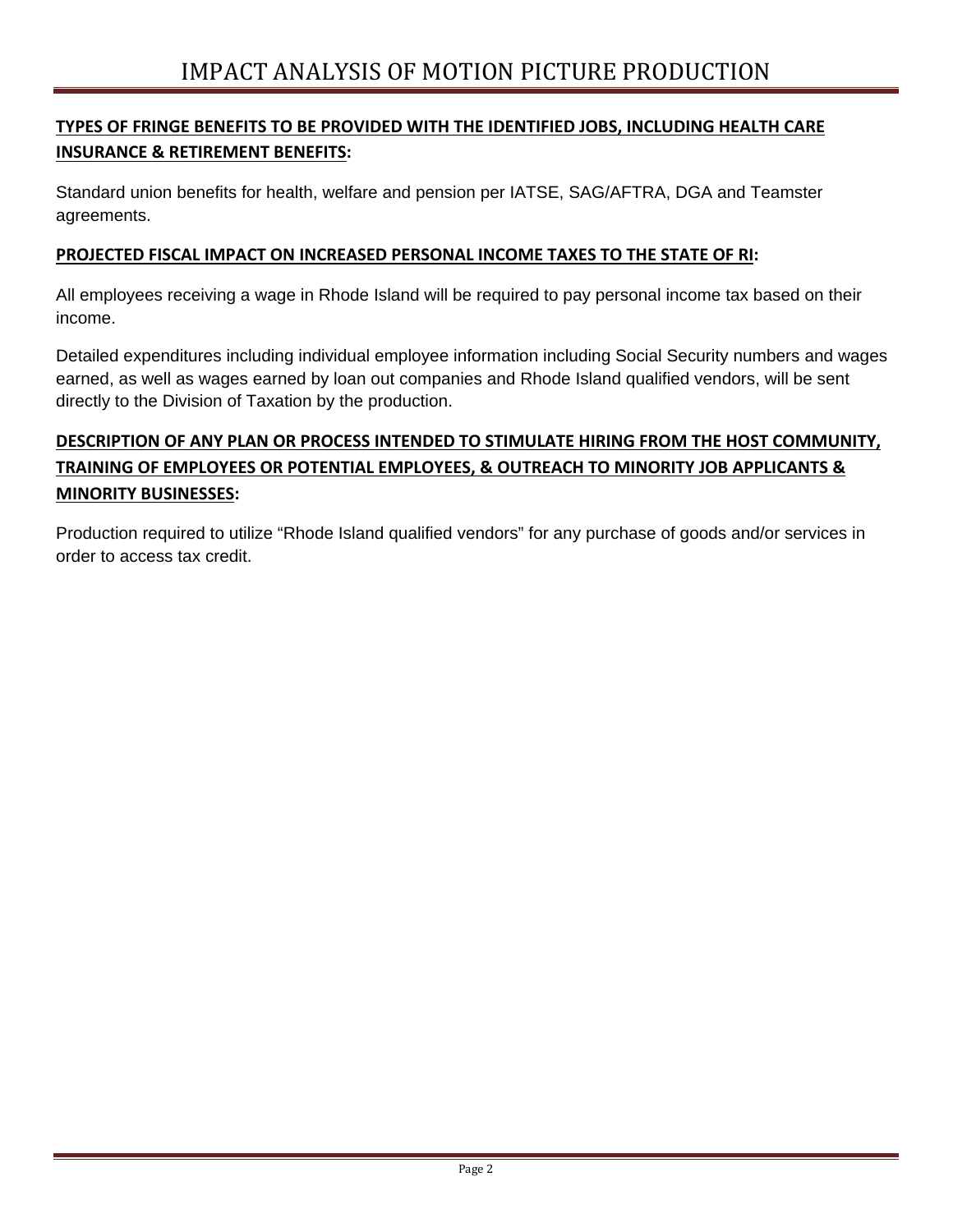**TYPES OF FRINGE BENEFITS TO BE PROVIDED WITH THE IDENTIFIED JOBS, INCLUDING HEALTH CARE INSURANCE & RETIREMENT BENEFITS:**

Standard union benefits for health, welfare and pension per IATSE, SAG/AFTRA, DGA and Teamster agreements.

**PROJECTED FISCAL IMPACT ON INCREASED PERSONAL INCOME TAXES TO THE STATE OF RI:**

All employees receiving a wage in Rhode Island will be required to pay personal income tax based on their income.

Detailed expenditures including individual employee information including Social Security numbers and wages earned, as well as wages earned by loan out companies and Rhode Island qualified vendors, will be sent directly to the Division of Taxation by the production.

**DESCRIPTION OF ANY PLAN OR PROCESS INTENDED TO STIMULATE HIRING FROM THE HOST COMMUNITY, TRAINING OF EMPLOYEES OR POTENTIAL EMPLOYEES, & OUTREACH TO MINORITY JOB APPLICANTS & MINORITY BUSINESSES:**

Production required to utilize "Rhode Island qualified vendors" for any purchase of goods and/or services in order to access tax credit.